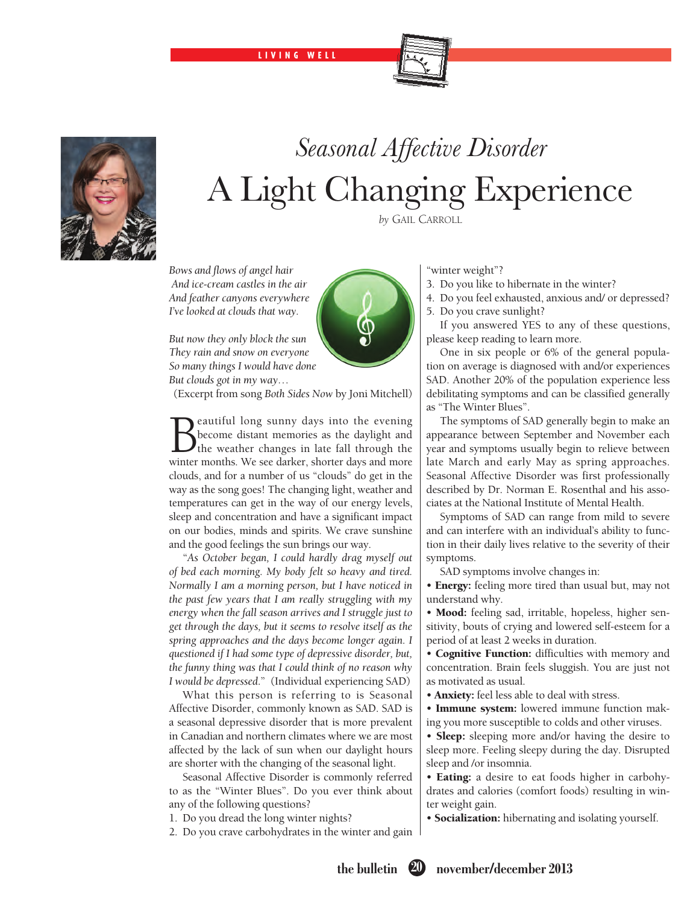# Seasonal Affective Disorder

# A Light Changing Experience

*by* GAIL CARROLL

*Bows and flows of angel hair*
*And ice-cream castles in the air*
*And feather canyons everywhere*
*I've looked at clouds that way.*

*But now they only block the sun*
*They rain and snow on everyone*
*So many things I would have done*
*But clouds got in my way…*

(Excerpt from song *Both Sides Now* by Joni Mitchell)

Beautiful long sunny days into the evening become distant memories as the daylight and the weather changes in late fall through the winter months. We see darker, shorter days and more clouds, and for a number of us "clouds" do get in the way as the song goes! The changing light, weather and temperatures can get in the way of our energy levels, sleep and concentration and have a significant impact on our bodies, minds and spirits. We crave sunshine and the good feelings the sun brings our way.

"*As October began, I could hardly drag myself out of bed each morning. My body felt so heavy and tired. Normally I am a morning person, but I have noticed in the past few years that I am really struggling with my energy when the fall season arrives and I struggle just to get through the days, but it seems to resolve itself as the spring approaches and the days become longer again. I questioned if I had some type of depressive disorder, but, the funny thing was that I could think of no reason why I would be depressed.*" (Individual experiencing SAD)

What this person is referring to is Seasonal Affective Disorder, commonly known as SAD. SAD is a seasonal depressive disorder that is more prevalent in Canadian and northern climates where we are most affected by the lack of sun when our daylight hours are shorter with the changing of the seasonal light.

Seasonal Affective Disorder is commonly referred to as the "Winter Blues". Do you ever think about any of the following questions?

1. Do you dread the long winter nights?
2. Do you crave carbohydrates in the winter and gain "winter weight"?
3. Do you like to hibernate in the winter?
4. Do you feel exhausted, anxious and/ or depressed?
5. Do you crave sunlight?

If you answered YES to any of these questions, please keep reading to learn more.

One in six people or 6% of the general population on average is diagnosed with and/or experiences SAD. Another 20% of the population experience less debilitating symptoms and can be classified generally as "The Winter Blues".

The symptoms of SAD generally begin to make an appearance between September and November each year and symptoms usually begin to relieve between late March and early May as spring approaches. Seasonal Affective Disorder was first professionally described by Dr. Norman E. Rosenthal and his associates at the National Institute of Mental Health.

Symptoms of SAD can range from mild to severe and can interfere with an individual's ability to function in their daily lives relative to the severity of their symptoms.

SAD symptoms involve changes in:

- **Energy:** feeling more tired than usual but, may not understand why.
- **Mood:** feeling sad, irritable, hopeless, higher sensitivity, bouts of crying and lowered self-esteem for a period of at least 2 weeks in duration.
- **Cognitive Function:** difficulties with memory and concentration. Brain feels sluggish. You are just not as motivated as usual.
- **Anxiety:** feel less able to deal with stress.
- **Immune system:** lowered immune function making you more susceptible to colds and other viruses.
- **Sleep:** sleeping more and/or having the desire to sleep more. Feeling sleepy during the day. Disrupted sleep and /or insomnia.
- **Eating:** a desire to eat foods higher in carbohydrates and calories (comfort foods) resulting in winter weight gain.
- **Socialization:** hibernating and isolating yourself.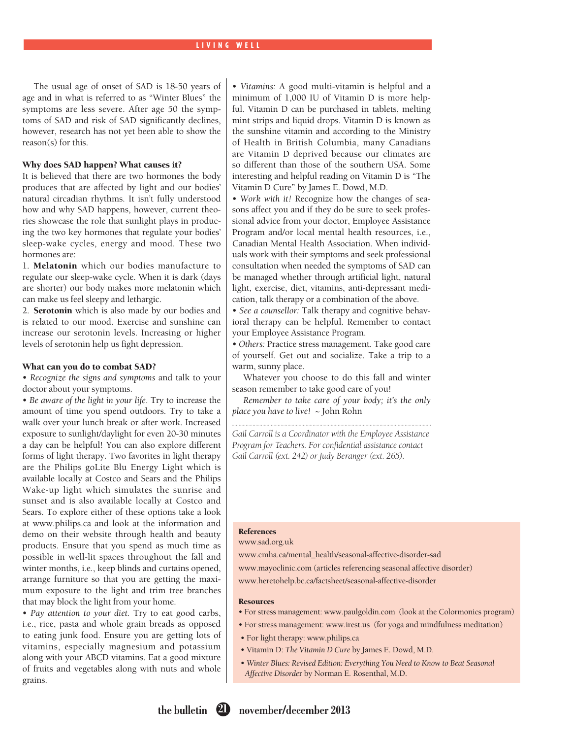The usual age of onset of SAD is 18-50 years of age and in what is referred to as "Winter Blues" the symptoms are less severe. After age 50 the symptoms of SAD and risk of SAD significantly declines, however, research has not yet been able to show the reason(s) for this.

**Why does SAD happen? What causes it?**

It is believed that there are two hormones the body produces that are affected by light and our bodies' natural circadian rhythms. It isn't fully understood how and why SAD happens, however, current theories showcase the role that sunlight plays in producing the two key hormones that regulate your bodies' sleep-wake cycles, energy and mood. These two hormones are:

1. **Melatonin** which our bodies manufacture to regulate our sleep-wake cycle. When it is dark (days are shorter) our body makes more melatonin which can make us feel sleepy and lethargic.
2. **Serotonin** which is also made by our bodies and is related to our mood. Exercise and sunshine can increase our serotonin levels. Increasing or higher levels of serotonin help us fight depression.

**What can you do to combat SAD?**

• *Recognize the signs and symptoms* and talk to your doctor about your symptoms.

• *Be aware of the light in your life*. Try to increase the amount of time you spend outdoors. Try to take a walk over your lunch break or after work. Increased exposure to sunlight/daylight for even 20-30 minutes a day can be helpful! You can also explore different forms of light therapy. Two favorites in light therapy are the Philips goLite Blu Energy Light which is available locally at Costco and Sears and the Philips Wake-up light which simulates the sunrise and sunset and is also available locally at Costco and Sears. To explore either of these options take a look at www.philips.ca and look at the information and demo on their website through health and beauty products. Ensure that you spend as much time as possible in well-lit spaces throughout the fall and winter months, i.e., keep blinds and curtains opened, arrange furniture so that you are getting the maximum exposure to the light and trim tree branches that may block the light from your home.

• *Pay attention to your diet*. Try to eat good carbs, i.e., rice, pasta and whole grain breads as opposed to eating junk food. Ensure you are getting lots of vitamins, especially magnesium and potassium along with your ABCD vitamins. Eat a good mixture of fruits and vegetables along with nuts and whole grains.

• *Vitamins:* A good multi-vitamin is helpful and a minimum of 1,000 IU of Vitamin D is more helpful. Vitamin D can be purchased in tablets, melting mint strips and liquid drops. Vitamin D is known as the sunshine vitamin and according to the Ministry of Health in British Columbia, many Canadians are Vitamin D deprived because our climates are so different than those of the southern USA. Some interesting and helpful reading on Vitamin D is "The Vitamin D Cure" by James E. Dowd, M.D.

• *Work with it!* Recognize how the changes of seasons affect you and if they do be sure to seek professional advice from your doctor, Employee Assistance Program and/or local mental health resources, i.e., Canadian Mental Health Association. When individuals work with their symptoms and seek professional consultation when needed the symptoms of SAD can be managed whether through artificial light, natural light, exercise, diet, vitamins, anti-depressant medication, talk therapy or a combination of the above.

• *See a counsellor:* Talk therapy and cognitive behavioral therapy can be helpful. Remember to contact your Employee Assistance Program.

• *Others:* Practice stress management. Take good care of yourself. Get out and socialize. Take a trip to a warm, sunny place.

Whatever you choose to do this fall and winter season remember to take good care of you!

*Remember to take care of your body; it's the only place you have to live!* ~ John Rohn

---

*Gail Carroll is a Coordinator with the Employee Assistance Program for Teachers. For confidential assistance contact Gail Carroll (ext. 242) or Judy Beranger (ext. 265).*

**References**

www.sad.org.uk

www.cmha.ca/mental_health/seasonal-affective-disorder-sad

www.mayoclinic.com (articles referencing seasonal affective disorder)

www.heretohelp.bc.ca/factsheet/seasonal-affective-disorder

**Resources**

- For stress management: www.paulgoldin.com (look at the Colormonics program)
- For stress management: www.irest.us (for yoga and mindfulness meditation)
- For light therapy: www.philips.ca
- Vitamin D: *The Vitamin D Cure* by James E. Dowd, M.D.
- *Winter Blues: Revised Edition: Everything You Need to Know to Beat Seasonal Affective Disorder* by Norman E. Rosenthal, M.D.